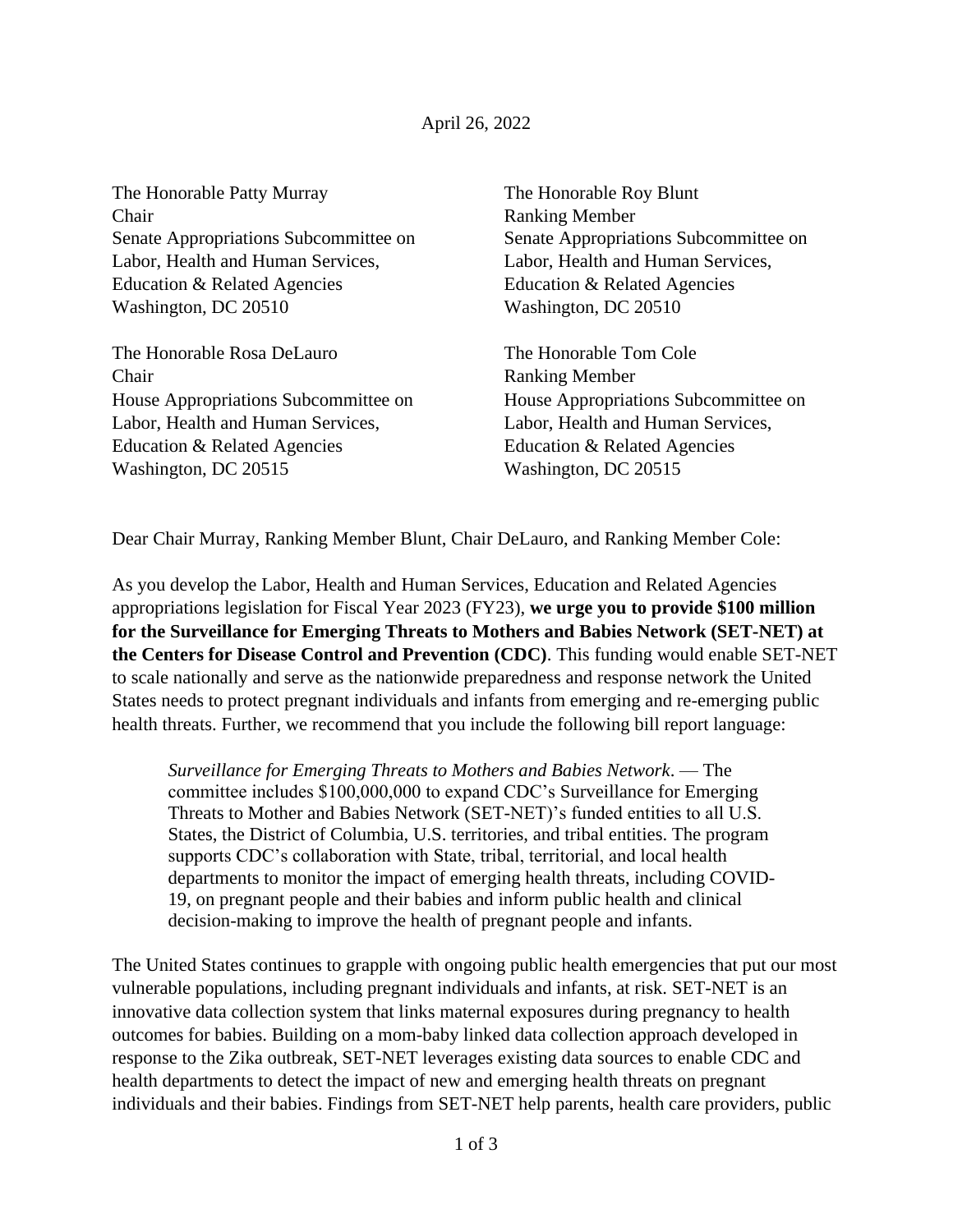April 26, 2022

The Honorable Patty Murray
Chair
Senate Appropriations Subcommittee on
Labor, Health and Human Services,
Education & Related Agencies
Washington, DC 20510

The Honorable Roy Blunt
Ranking Member
Senate Appropriations Subcommittee on
Labor, Health and Human Services,
Education & Related Agencies
Washington, DC 20510

The Honorable Rosa DeLauro
Chair
House Appropriations Subcommittee on
Labor, Health and Human Services,
Education & Related Agencies
Washington, DC 20515

The Honorable Tom Cole
Ranking Member
House Appropriations Subcommittee on
Labor, Health and Human Services,
Education & Related Agencies
Washington, DC 20515

Dear Chair Murray, Ranking Member Blunt, Chair DeLauro, and Ranking Member Cole:

As you develop the Labor, Health and Human Services, Education and Related Agencies appropriations legislation for Fiscal Year 2023 (FY23), **we urge you to provide $100 million for the Surveillance for Emerging Threats to Mothers and Babies Network (SET-NET) at the Centers for Disease Control and Prevention (CDC)**. This funding would enable SET-NET to scale nationally and serve as the nationwide preparedness and response network the United States needs to protect pregnant individuals and infants from emerging and re-emerging public health threats. Further, we recommend that you include the following bill report language:

> *Surveillance for Emerging Threats to Mothers and Babies Network*. — The committee includes $100,000,000 to expand CDC's Surveillance for Emerging Threats to Mother and Babies Network (SET-NET)'s funded entities to all U.S. States, the District of Columbia, U.S. territories, and tribal entities. The program supports CDC's collaboration with State, tribal, territorial, and local health departments to monitor the impact of emerging health threats, including COVID-19, on pregnant people and their babies and inform public health and clinical decision-making to improve the health of pregnant people and infants.

The United States continues to grapple with ongoing public health emergencies that put our most vulnerable populations, including pregnant individuals and infants, at risk. SET-NET is an innovative data collection system that links maternal exposures during pregnancy to health outcomes for babies. Building on a mom-baby linked data collection approach developed in response to the Zika outbreak, SET-NET leverages existing data sources to enable CDC and health departments to detect the impact of new and emerging health threats on pregnant individuals and their babies. Findings from SET-NET help parents, health care providers, public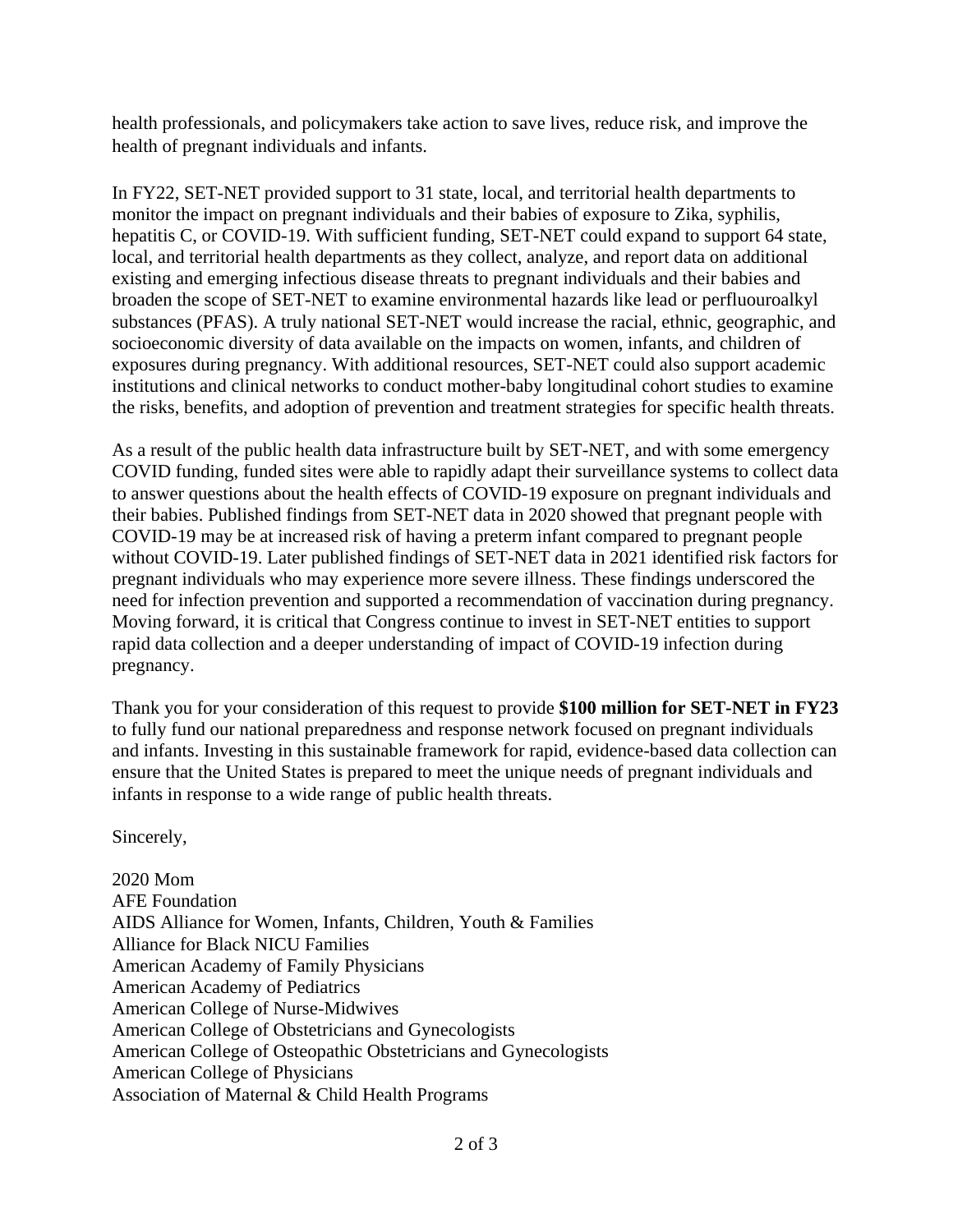health professionals, and policymakers take action to save lives, reduce risk, and improve the health of pregnant individuals and infants.

In FY22, SET-NET provided support to 31 state, local, and territorial health departments to monitor the impact on pregnant individuals and their babies of exposure to Zika, syphilis, hepatitis C, or COVID-19. With sufficient funding, SET-NET could expand to support 64 state, local, and territorial health departments as they collect, analyze, and report data on additional existing and emerging infectious disease threats to pregnant individuals and their babies and broaden the scope of SET-NET to examine environmental hazards like lead or perfluouroalkyl substances (PFAS). A truly national SET-NET would increase the racial, ethnic, geographic, and socioeconomic diversity of data available on the impacts on women, infants, and children of exposures during pregnancy. With additional resources, SET-NET could also support academic institutions and clinical networks to conduct mother-baby longitudinal cohort studies to examine the risks, benefits, and adoption of prevention and treatment strategies for specific health threats.

As a result of the public health data infrastructure built by SET-NET, and with some emergency COVID funding, funded sites were able to rapidly adapt their surveillance systems to collect data to answer questions about the health effects of COVID-19 exposure on pregnant individuals and their babies. Published findings from SET-NET data in 2020 showed that pregnant people with COVID-19 may be at increased risk of having a preterm infant compared to pregnant people without COVID-19. Later published findings of SET-NET data in 2021 identified risk factors for pregnant individuals who may experience more severe illness. These findings underscored the need for infection prevention and supported a recommendation of vaccination during pregnancy. Moving forward, it is critical that Congress continue to invest in SET-NET entities to support rapid data collection and a deeper understanding of impact of COVID-19 infection during pregnancy.

Thank you for your consideration of this request to provide **$100 million for SET-NET in FY23** to fully fund our national preparedness and response network focused on pregnant individuals and infants. Investing in this sustainable framework for rapid, evidence-based data collection can ensure that the United States is prepared to meet the unique needs of pregnant individuals and infants in response to a wide range of public health threats.

Sincerely,

2020 Mom
AFE Foundation
AIDS Alliance for Women, Infants, Children, Youth & Families
Alliance for Black NICU Families
American Academy of Family Physicians
American Academy of Pediatrics
American College of Nurse-Midwives
American College of Obstetricians and Gynecologists
American College of Osteopathic Obstetricians and Gynecologists
American College of Physicians
Association of Maternal & Child Health Programs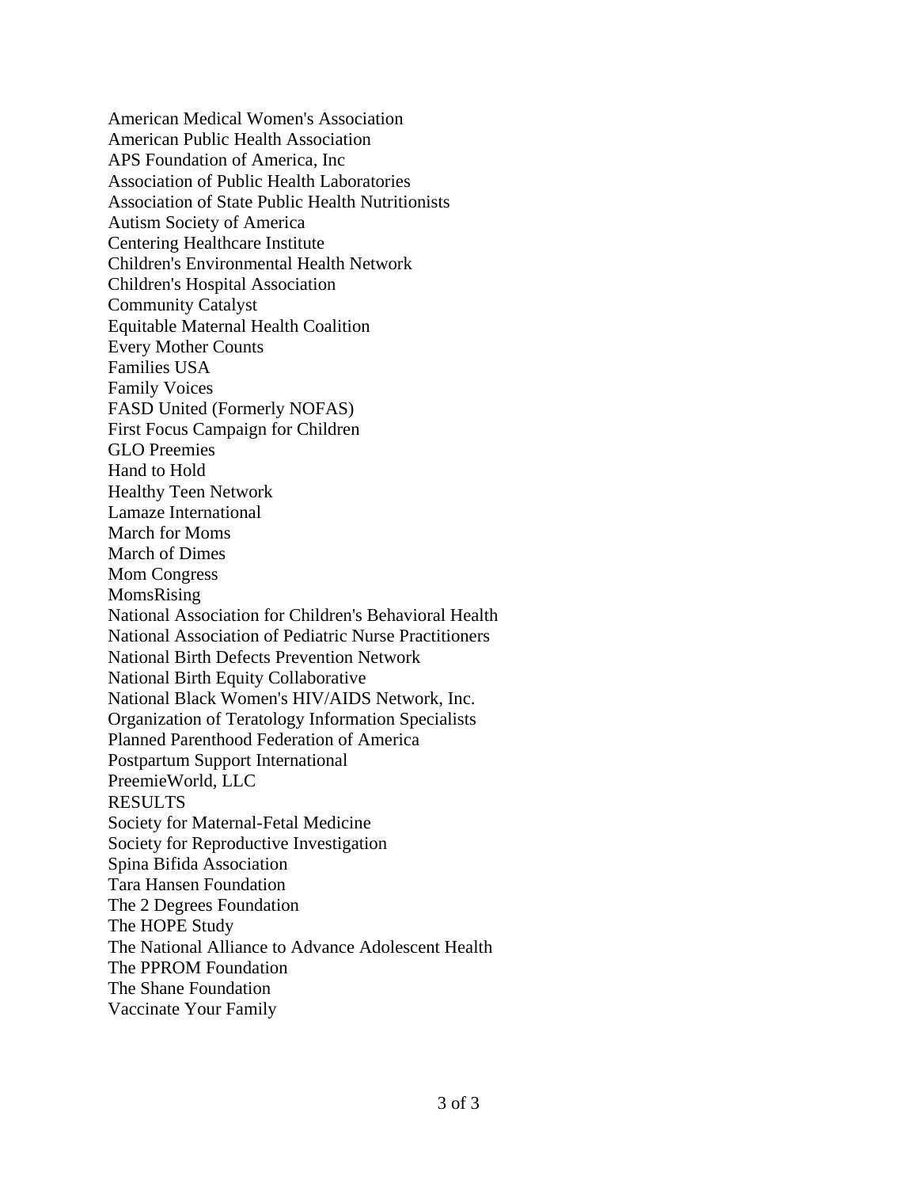American Medical Women's Association
American Public Health Association
APS Foundation of America, Inc
Association of Public Health Laboratories
Association of State Public Health Nutritionists
Autism Society of America
Centering Healthcare Institute
Children's Environmental Health Network
Children's Hospital Association
Community Catalyst
Equitable Maternal Health Coalition
Every Mother Counts
Families USA
Family Voices
FASD United (Formerly NOFAS)
First Focus Campaign for Children
GLO Preemies
Hand to Hold
Healthy Teen Network
Lamaze International
March for Moms
March of Dimes
Mom Congress
MomsRising
National Association for Children's Behavioral Health
National Association of Pediatric Nurse Practitioners
National Birth Defects Prevention Network
National Birth Equity Collaborative
National Black Women's HIV/AIDS Network, Inc.
Organization of Teratology Information Specialists
Planned Parenthood Federation of America
Postpartum Support International
PreemieWorld, LLC
RESULTS
Society for Maternal-Fetal Medicine
Society for Reproductive Investigation
Spina Bifida Association
Tara Hansen Foundation
The 2 Degrees Foundation
The HOPE Study
The National Alliance to Advance Adolescent Health
The PPROM Foundation
The Shane Foundation
Vaccinate Your Family